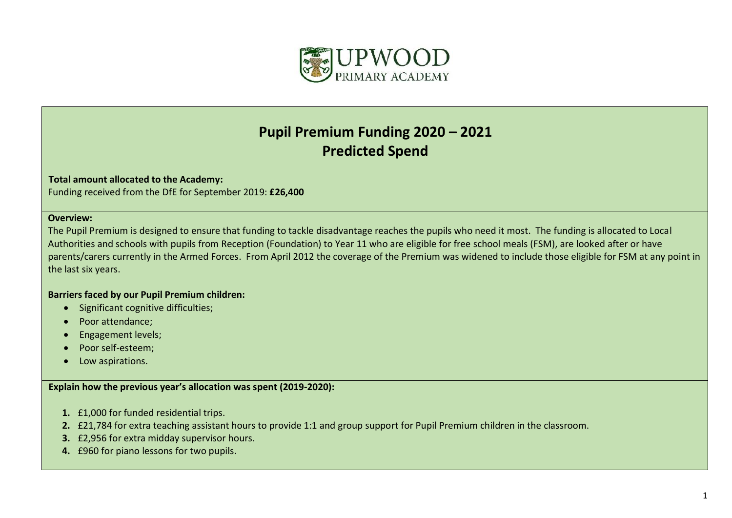UPWOOD PRIMARY ACADEMY

# Pupil Premium Funding 2020 – 2021
## Predicted Spend

**Total amount allocated to the Academy:**
Funding received from the DfE for September 2019: **£26,400**

**Overview:**
The Pupil Premium is designed to ensure that funding to tackle disadvantage reaches the pupils who need it most. The funding is allocated to Local Authorities and schools with pupils from Reception (Foundation) to Year 11 who are eligible for free school meals (FSM), are looked after or have parents/carers currently in the Armed Forces. From April 2012 the coverage of the Premium was widened to include those eligible for FSM at any point in the last six years.

**Barriers faced by our Pupil Premium children:**

- Significant cognitive difficulties;
- Poor attendance;
- Engagement levels;
- Poor self-esteem;
- Low aspirations.

**Explain how the previous year's allocation was spent (2019-2020):**

1. £1,000 for funded residential trips.
2. £21,784 for extra teaching assistant hours to provide 1:1 and group support for Pupil Premium children in the classroom.
3. £2,956 for extra midday supervisor hours.
4. £960 for piano lessons for two pupils.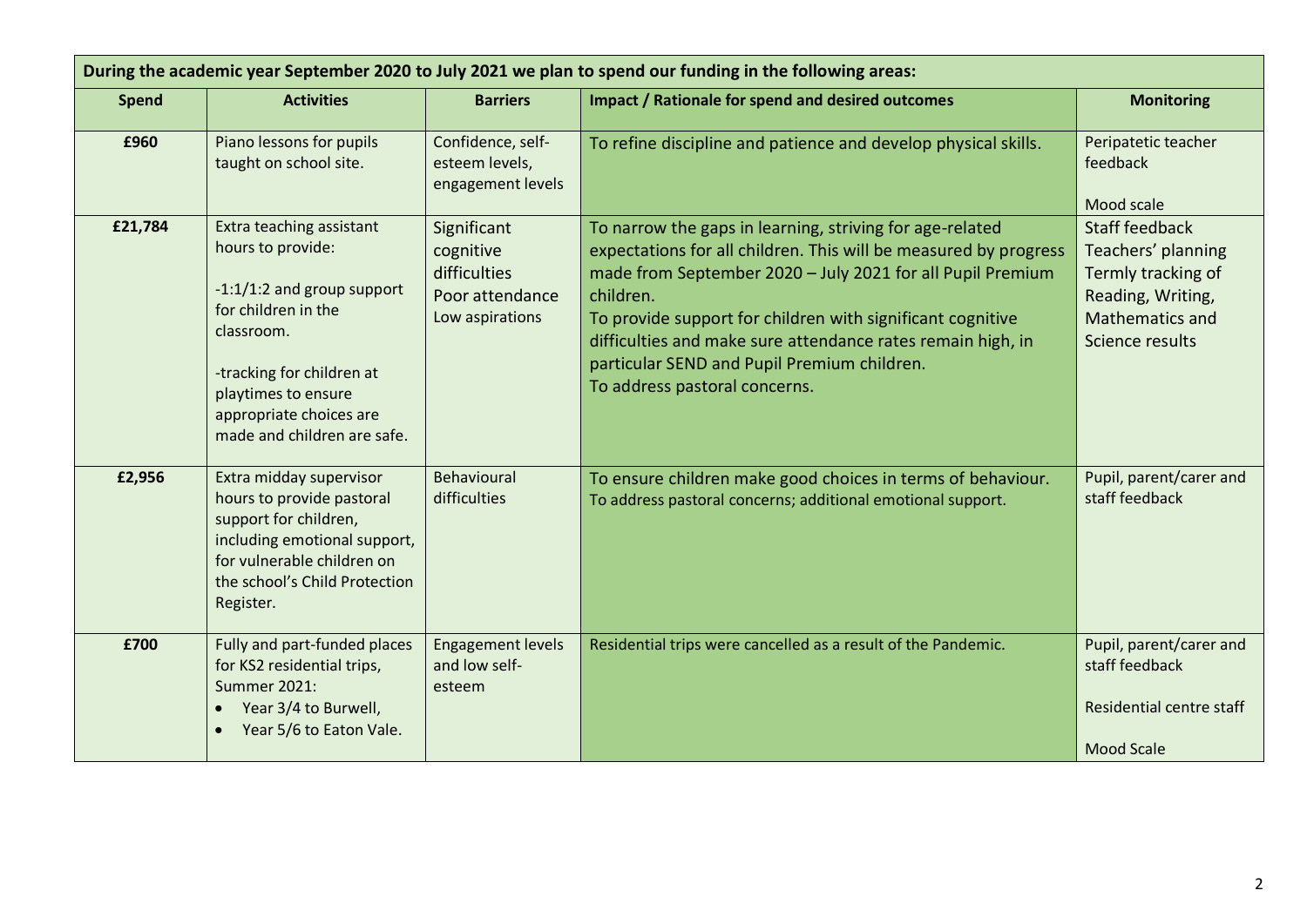| During the academic year September 2020 to July 2021 we plan to spend our funding in the following areas: | | | | |
|---|---|---|---|---|
| **Spend** | **Activities** | **Barriers** | **Impact / Rationale for spend and desired outcomes** | **Monitoring** |
| **£960** | Piano lessons for pupils taught on school site. | Confidence, self-esteem levels, engagement levels | To refine discipline and patience and develop physical skills. | Peripatetic teacher feedback<br><br>Mood scale |
| **£21,784** | Extra teaching assistant hours to provide:<br><br>-1:1/1:2 and group support for children in the classroom.<br><br>-tracking for children at playtimes to ensure appropriate choices are made and children are safe. | Significant cognitive difficulties<br>Poor attendance<br>Low aspirations | To narrow the gaps in learning, striving for age-related expectations for all children. This will be measured by progress made from September 2020 – July 2021 for all Pupil Premium children.<br>To provide support for children with significant cognitive difficulties and make sure attendance rates remain high, in particular SEND and Pupil Premium children.<br>To address pastoral concerns. | Staff feedback<br>Teachers' planning<br>Termly tracking of Reading, Writing, Mathematics and Science results |
| **£2,956** | Extra midday supervisor hours to provide pastoral support for children, including emotional support, for vulnerable children on the school's Child Protection Register. | Behavioural difficulties | To ensure children make good choices in terms of behaviour.<br>To address pastoral concerns; additional emotional support. | Pupil, parent/carer and staff feedback |
| **£700** | Fully and part-funded places for KS2 residential trips, Summer 2021:<br>• Year 3/4 to Burwell,<br>• Year 5/6 to Eaton Vale. | Engagement levels and low self-esteem | Residential trips were cancelled as a result of the Pandemic. | Pupil, parent/carer and staff feedback<br><br>Residential centre staff<br><br>Mood Scale |